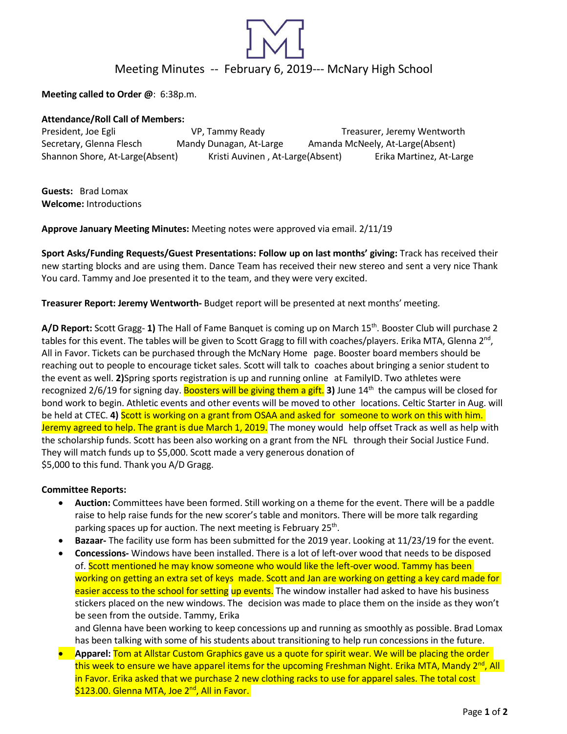# Meeting Minutes -- February 6, 2019--- McNary High School

**Meeting called to Order @**: 6:38p.m.

**Attendance/Roll Call of Members:**

President, Joe Egli
VP, Tammy Ready
Treasurer, Jeremy Wentworth
Secretary, Glenna Flesch
Mandy Dunagan, At-Large
Amanda McNeely, At-Large(Absent)
Shannon Shore, At-Large(Absent)
Kristi Auvinen , At-Large(Absent)
Erika Martinez, At-Large

**Guests:** Brad Lomax
**Welcome:** Introductions

**Approve January Meeting Minutes:** Meeting notes were approved via email. 2/11/19

**Sport Asks/Funding Requests/Guest Presentations: Follow up on last months' giving:** Track has received their new starting blocks and are using them. Dance Team has received their new stereo and sent a very nice Thank You card. Tammy and Joe presented it to the team, and they were very excited.

**Treasurer Report: Jeremy Wentworth-** Budget report will be presented at next months' meeting.

**A/D Report:** Scott Gragg- **1)** The Hall of Fame Banquet is coming up on March 15th. Booster Club will purchase 2 tables for this event. The tables will be given to Scott Gragg to fill with coaches/players. Erika MTA, Glenna 2nd, All in Favor. Tickets can be purchased through the McNary Home page. Booster board members should be reaching out to people to encourage ticket sales. Scott will talk to coaches about bringing a senior student to the event as well. **2)**Spring sports registration is up and running online at FamilyID. Two athletes were recognized 2/6/19 for signing day. Boosters will be giving them a gift. **3)** June 14th the campus will be closed for bond work to begin. Athletic events and other events will be moved to other locations. Celtic Starter in Aug. will be held at CTEC. **4)** Scott is working on a grant from OSAA and asked for someone to work on this with him. Jeremy agreed to help. The grant is due March 1, 2019. The money would help offset Track as well as help with the scholarship funds. Scott has been also working on a grant from the NFL through their Social Justice Fund. They will match funds up to $5,000. Scott made a very generous donation of $5,000 to this fund. Thank you A/D Gragg.

**Committee Reports:**

- **Auction:** Committees have been formed. Still working on a theme for the event. There will be a paddle raise to help raise funds for the new scorer's table and monitors. There will be more talk regarding parking spaces up for auction. The next meeting is February 25th.
- **Bazaar-** The facility use form has been submitted for the 2019 year. Looking at 11/23/19 for the event.
- **Concessions-** Windows have been installed. There is a lot of left-over wood that needs to be disposed of. Scott mentioned he may know someone who would like the left-over wood. Tammy has been working on getting an extra set of keys made. Scott and Jan are working on getting a key card made for easier access to the school for setting up events. The window installer had asked to have his business stickers placed on the new windows. The decision was made to place them on the inside as they won't be seen from the outside. Tammy, Erika and Glenna have been working to keep concessions up and running as smoothly as possible. Brad Lomax has been talking with some of his students about transitioning to help run concessions in the future.
- **Apparel:** Tom at Allstar Custom Graphics gave us a quote for spirit wear. We will be placing the order this week to ensure we have apparel items for the upcoming Freshman Night. Erika MTA, Mandy 2nd, All in Favor. Erika asked that we purchase 2 new clothing racks to use for apparel sales. The total cost $123.00. Glenna MTA, Joe 2nd, All in Favor.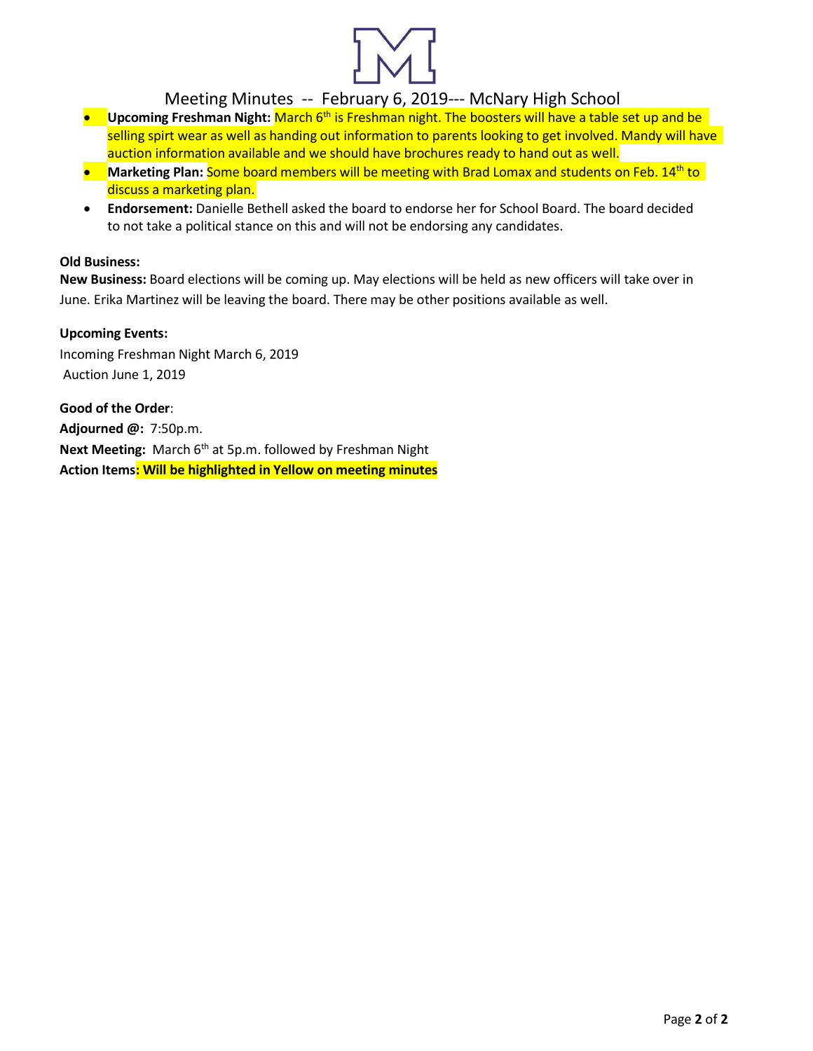# Meeting Minutes -- February 6, 2019--- McNary High School

- **Upcoming Freshman Night:** March 6th is Freshman night. The boosters will have a table set up and be selling spirt wear as well as handing out information to parents looking to get involved. Mandy will have auction information available and we should have brochures ready to hand out as well.
- **Marketing Plan:** Some board members will be meeting with Brad Lomax and students on Feb. 14th to discuss a marketing plan.
- **Endorsement:** Danielle Bethell asked the board to endorse her for School Board. The board decided to not take a political stance on this and will not be endorsing any candidates.

**Old Business:**

**New Business:** Board elections will be coming up. May elections will be held as new officers will take over in June. Erika Martinez will be leaving the board. There may be other positions available as well.

**Upcoming Events:**

Incoming Freshman Night March 6, 2019

Auction June 1, 2019

**Good of the Order**:

**Adjourned @:** 7:50p.m.

**Next Meeting:** March 6th at 5p.m. followed by Freshman Night

**Action Items: Will be highlighted in Yellow on meeting minutes**